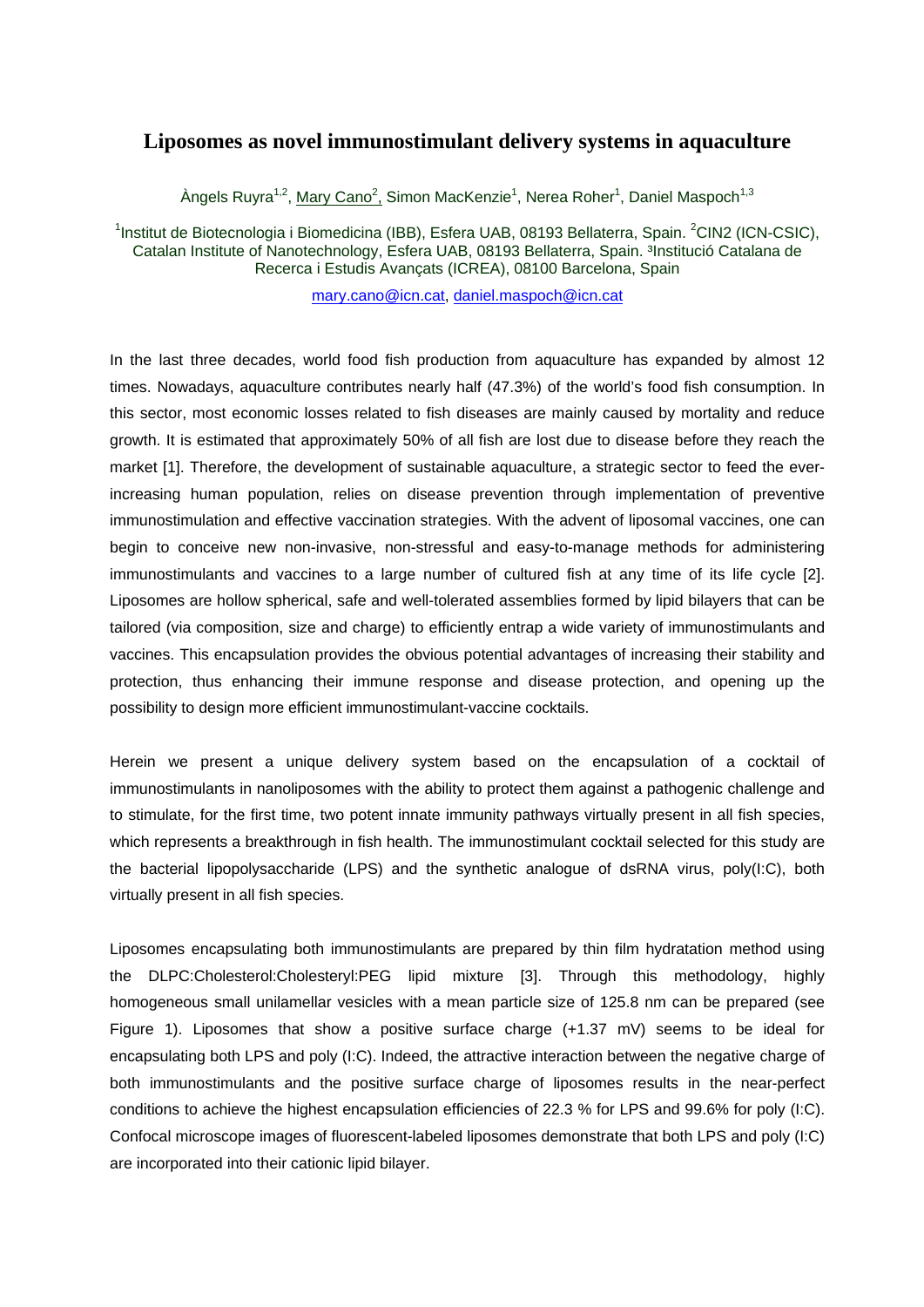# Liposomes as novel immunostimulant delivery systems in aquaculture

Àngels Ruyra[1,2], Mary Cano[2], Simon MacKenzie[1], Nerea Roher[1], Daniel Maspoch[1,3]

[1]Institut de Biotecnologia i Biomedicina (IBB), Esfera UAB, 08193 Bellaterra, Spain. [2]CIN2 (ICN-CSIC), Catalan Institute of Nanotechnology, Esfera UAB, 08193 Bellaterra, Spain. [3]Institució Catalana de Recerca i Estudis Avançats (ICREA), 08100 Barcelona, Spain

mary.cano@icn.cat, daniel.maspoch@icn.cat

In the last three decades, world food fish production from aquaculture has expanded by almost 12 times. Nowadays, aquaculture contributes nearly half (47.3%) of the world's food fish consumption. In this sector, most economic losses related to fish diseases are mainly caused by mortality and reduce growth. It is estimated that approximately 50% of all fish are lost due to disease before they reach the market [1]. Therefore, the development of sustainable aquaculture, a strategic sector to feed the ever-increasing human population, relies on disease prevention through implementation of preventive immunostimulation and effective vaccination strategies. With the advent of liposomal vaccines, one can begin to conceive new non-invasive, non-stressful and easy-to-manage methods for administering immunostimulants and vaccines to a large number of cultured fish at any time of its life cycle [2]. Liposomes are hollow spherical, safe and well-tolerated assemblies formed by lipid bilayers that can be tailored (via composition, size and charge) to efficiently entrap a wide variety of immunostimulants and vaccines. This encapsulation provides the obvious potential advantages of increasing their stability and protection, thus enhancing their immune response and disease protection, and opening up the possibility to design more efficient immunostimulant-vaccine cocktails.

Herein we present a unique delivery system based on the encapsulation of a cocktail of immunostimulants in nanoliposomes with the ability to protect them against a pathogenic challenge and to stimulate, for the first time, two potent innate immunity pathways virtually present in all fish species, which represents a breakthrough in fish health. The immunostimulant cocktail selected for this study are the bacterial lipopolysaccharide (LPS) and the synthetic analogue of dsRNA virus, poly(I:C), both virtually present in all fish species.

Liposomes encapsulating both immunostimulants are prepared by thin film hydratation method using the DLPC:Cholesterol:Cholesteryl:PEG lipid mixture [3]. Through this methodology, highly homogeneous small unilamellar vesicles with a mean particle size of 125.8 nm can be prepared (see Figure 1). Liposomes that show a positive surface charge (+1.37 mV) seems to be ideal for encapsulating both LPS and poly (I:C). Indeed, the attractive interaction between the negative charge of both immunostimulants and the positive surface charge of liposomes results in the near-perfect conditions to achieve the highest encapsulation efficiencies of 22.3 % for LPS and 99.6% for poly (I:C). Confocal microscope images of fluorescent-labeled liposomes demonstrate that both LPS and poly (I:C) are incorporated into their cationic lipid bilayer.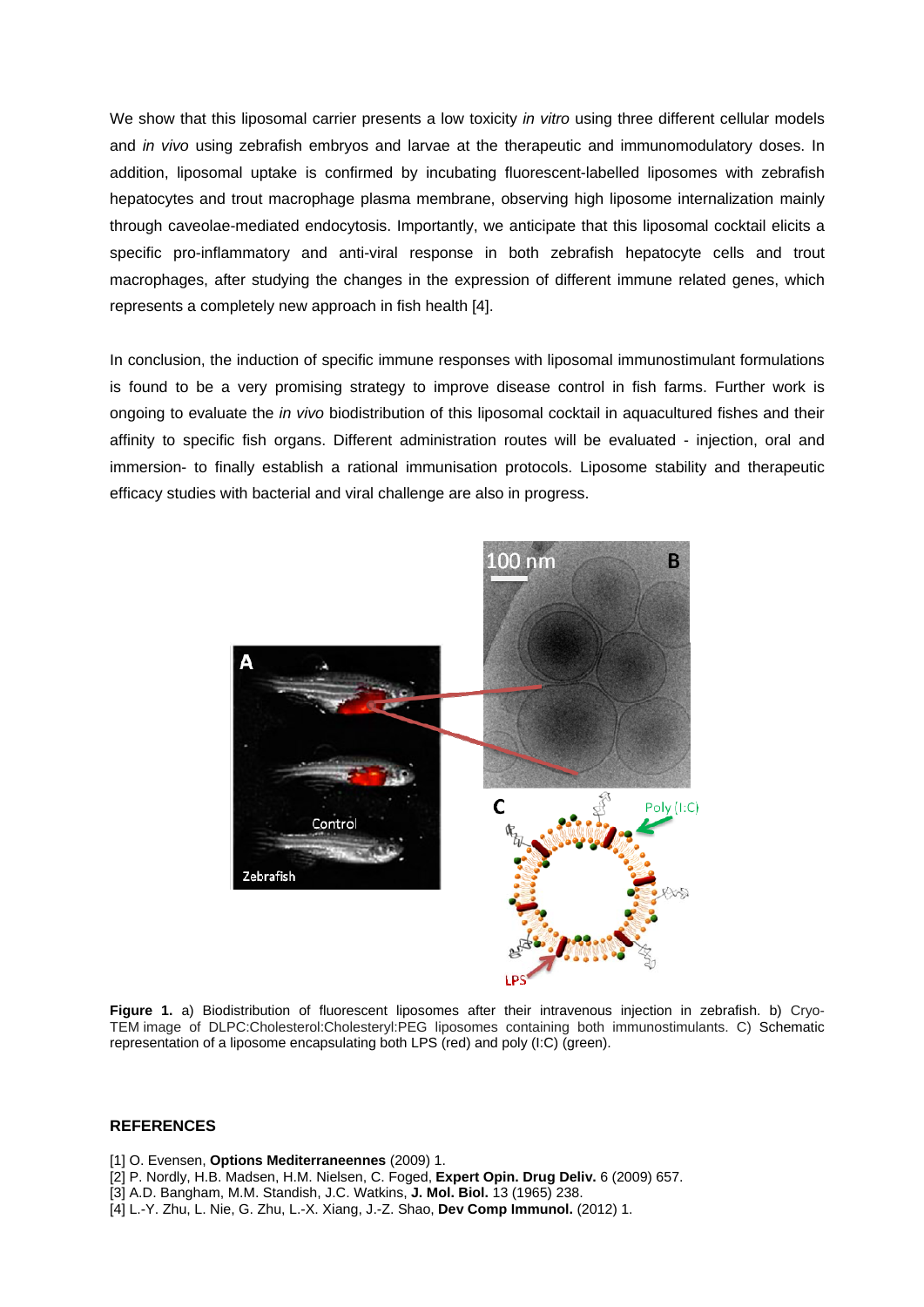We show that this liposomal carrier presents a low toxicity *in vitro* using three different cellular models and *in vivo* using zebrafish embryos and larvae at the therapeutic and immunomodulatory doses. In addition, liposomal uptake is confirmed by incubating fluorescent-labelled liposomes with zebrafish hepatocytes and trout macrophage plasma membrane, observing high liposome internalization mainly through caveolae-mediated endocytosis. Importantly, we anticipate that this liposomal cocktail elicits a specific pro-inflammatory and anti-viral response in both zebrafish hepatocyte cells and trout macrophages, after studying the changes in the expression of different immune related genes, which represents a completely new approach in fish health [4].

In conclusion, the induction of specific immune responses with liposomal immunostimulant formulations is found to be a very promising strategy to improve disease control in fish farms. Further work is ongoing to evaluate the *in vivo* biodistribution of this liposomal cocktail in aquacultured fishes and their affinity to specific fish organs. Different administration routes will be evaluated - injection, oral and immersion- to finally establish a rational immunisation protocols. Liposome stability and therapeutic efficacy studies with bacterial and viral challenge are also in progress.

A

Control

Zebrafish

100 nm

B

C

Poly (I:C)

LPS

**Figure 1.** a) Biodistribution of fluorescent liposomes after their intravenous injection in zebrafish. b) Cryo-TEM image of DLPC:Cholesterol:Cholesteryl:PEG liposomes containing both immunostimulants. C) Schematic representation of a liposome encapsulating both LPS (red) and poly (I:C) (green).

## REFERENCES

[1] O. Evensen, **Options Mediterraneennes** (2009) 1.
[2] P. Nordly, H.B. Madsen, H.M. Nielsen, C. Foged, **Expert Opin. Drug Deliv.** 6 (2009) 657.
[3] A.D. Bangham, M.M. Standish, J.C. Watkins, **J. Mol. Biol.** 13 (1965) 238.
[4] L.-Y. Zhu, L. Nie, G. Zhu, L.-X. Xiang, J.-Z. Shao, **Dev Comp Immunol.** (2012) 1.